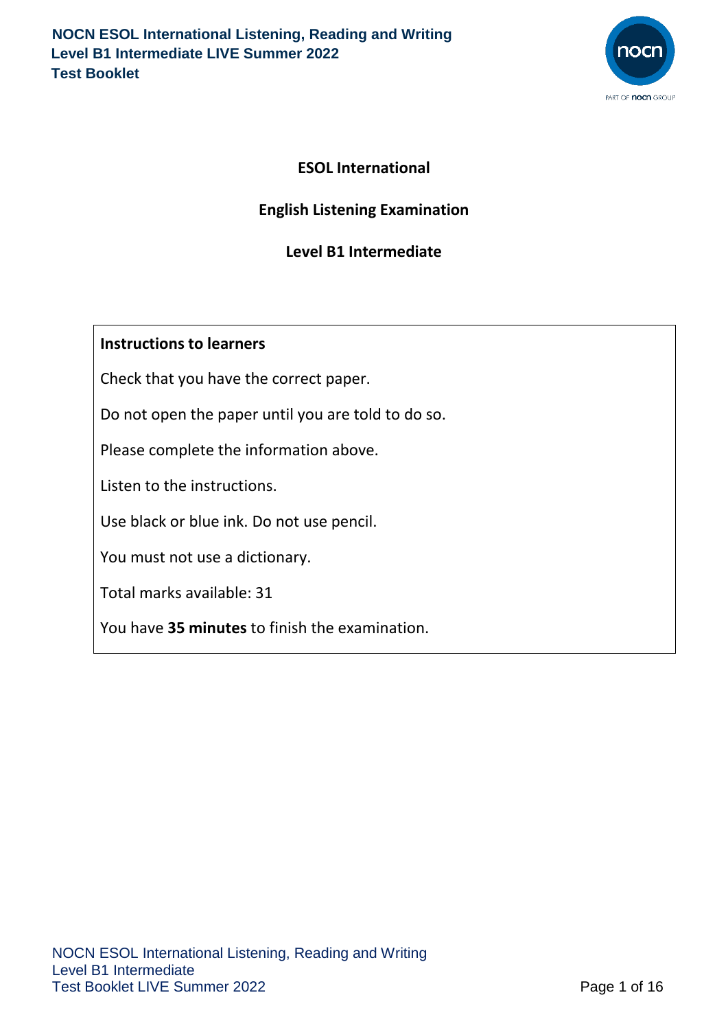**NOCN ESOL International Listening, Reading and Writing**
**Level B1 Intermediate LIVE Summer 2022**
**Test Booklet**

# ESOL International

## English Listening Examination

## Level B1 Intermediate

**Instructions to learners**

Check that you have the correct paper.

Do not open the paper until you are told to do so.

Please complete the information above.

Listen to the instructions.

Use black or blue ink. Do not use pencil.

You must not use a dictionary.

Total marks available: 31

You have **35 minutes** to finish the examination.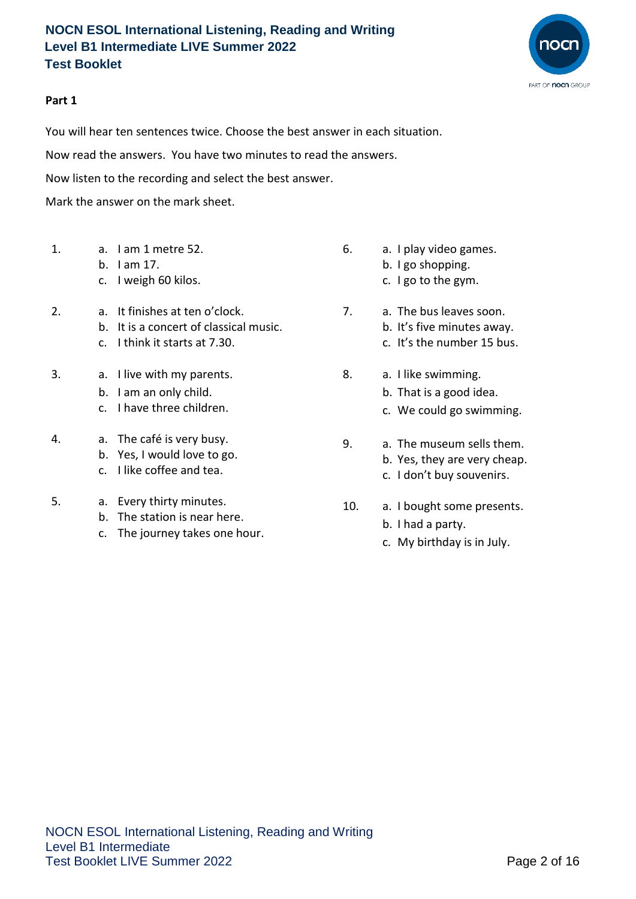## Part 1

You will hear ten sentences twice. Choose the best answer in each situation.

Now read the answers. You have two minutes to read the answers.

Now listen to the recording and select the best answer.

Mark the answer on the mark sheet.

1.
   a. I am 1 metre 52.
   b. I am 17.
   c. I weigh 60 kilos.

2.
   a. It finishes at ten o'clock.
   b. It is a concert of classical music.
   c. I think it starts at 7.30.

3.
   a. I live with my parents.
   b. I am an only child.
   c. I have three children.

4.
   a. The café is very busy.
   b. Yes, I would love to go.
   c. I like coffee and tea.

5.
   a. Every thirty minutes.
   b. The station is near here.
   c. The journey takes one hour.

6.
   a. I play video games.
   b. I go shopping.
   c. I go to the gym.

7.
   a. The bus leaves soon.
   b. It's five minutes away.
   c. It's the number 15 bus.

8.
   a. I like swimming.
   b. That is a good idea.
   c. We could go swimming.

9.
   a. The museum sells them.
   b. Yes, they are very cheap.
   c. I don't buy souvenirs.

10.
   a. I bought some presents.
   b. I had a party.
   c. My birthday is in July.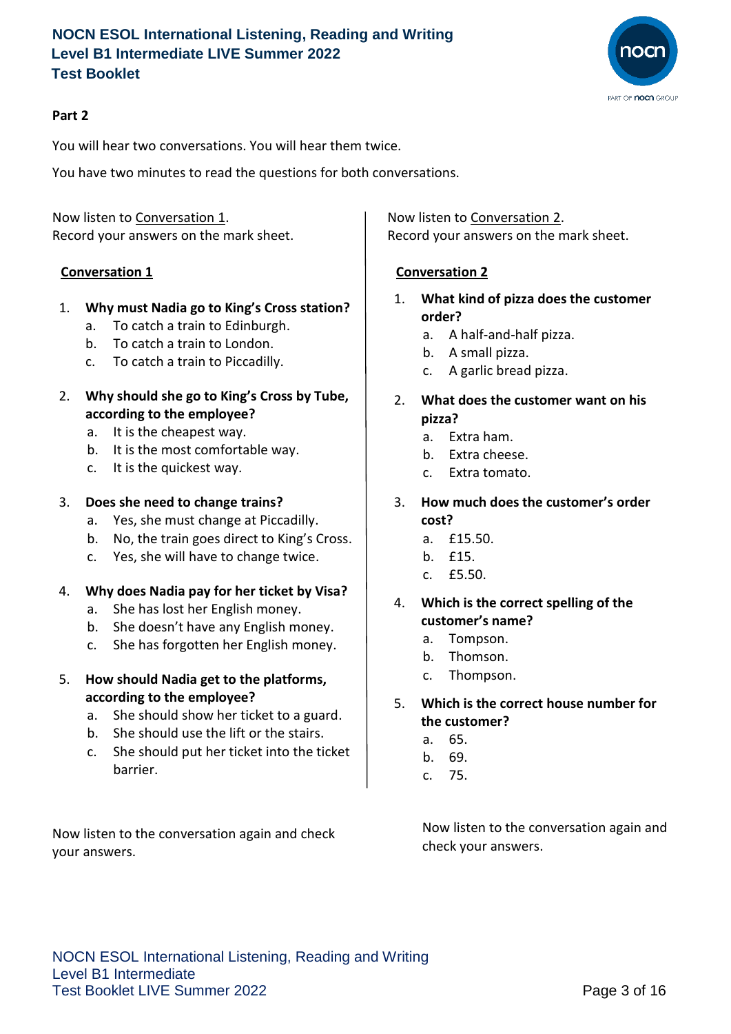## Part 2

You will hear two conversations. You will hear them twice.

You have two minutes to read the questions for both conversations.

Now listen to Conversation 1.
Record your answers on the mark sheet.

### Conversation 1

1. **Why must Nadia go to King's Cross station?**
   a. To catch a train to Edinburgh.
   b. To catch a train to London.
   c. To catch a train to Piccadilly.

2. **Why should she go to King's Cross by Tube, according to the employee?**
   a. It is the cheapest way.
   b. It is the most comfortable way.
   c. It is the quickest way.

3. **Does she need to change trains?**
   a. Yes, she must change at Piccadilly.
   b. No, the train goes direct to King's Cross.
   c. Yes, she will have to change twice.

4. **Why does Nadia pay for her ticket by Visa?**
   a. She has lost her English money.
   b. She doesn't have any English money.
   c. She has forgotten her English money.

5. **How should Nadia get to the platforms, according to the employee?**
   a. She should show her ticket to a guard.
   b. She should use the lift or the stairs.
   c. She should put her ticket into the ticket barrier.

Now listen to the conversation again and check your answers.

Now listen to Conversation 2.
Record your answers on the mark sheet.

### Conversation 2

1. **What kind of pizza does the customer order?**
   a. A half-and-half pizza.
   b. A small pizza.
   c. A garlic bread pizza.

2. **What does the customer want on his pizza?**
   a. Extra ham.
   b. Extra cheese.
   c. Extra tomato.

3. **How much does the customer's order cost?**
   a. £15.50.
   b. £15.
   c. £5.50.

4. **Which is the correct spelling of the customer's name?**
   a. Tompson.
   b. Thomson.
   c. Thompson.

5. **Which is the correct house number for the customer?**
   a. 65.
   b. 69.
   c. 75.

Now listen to the conversation again and check your answers.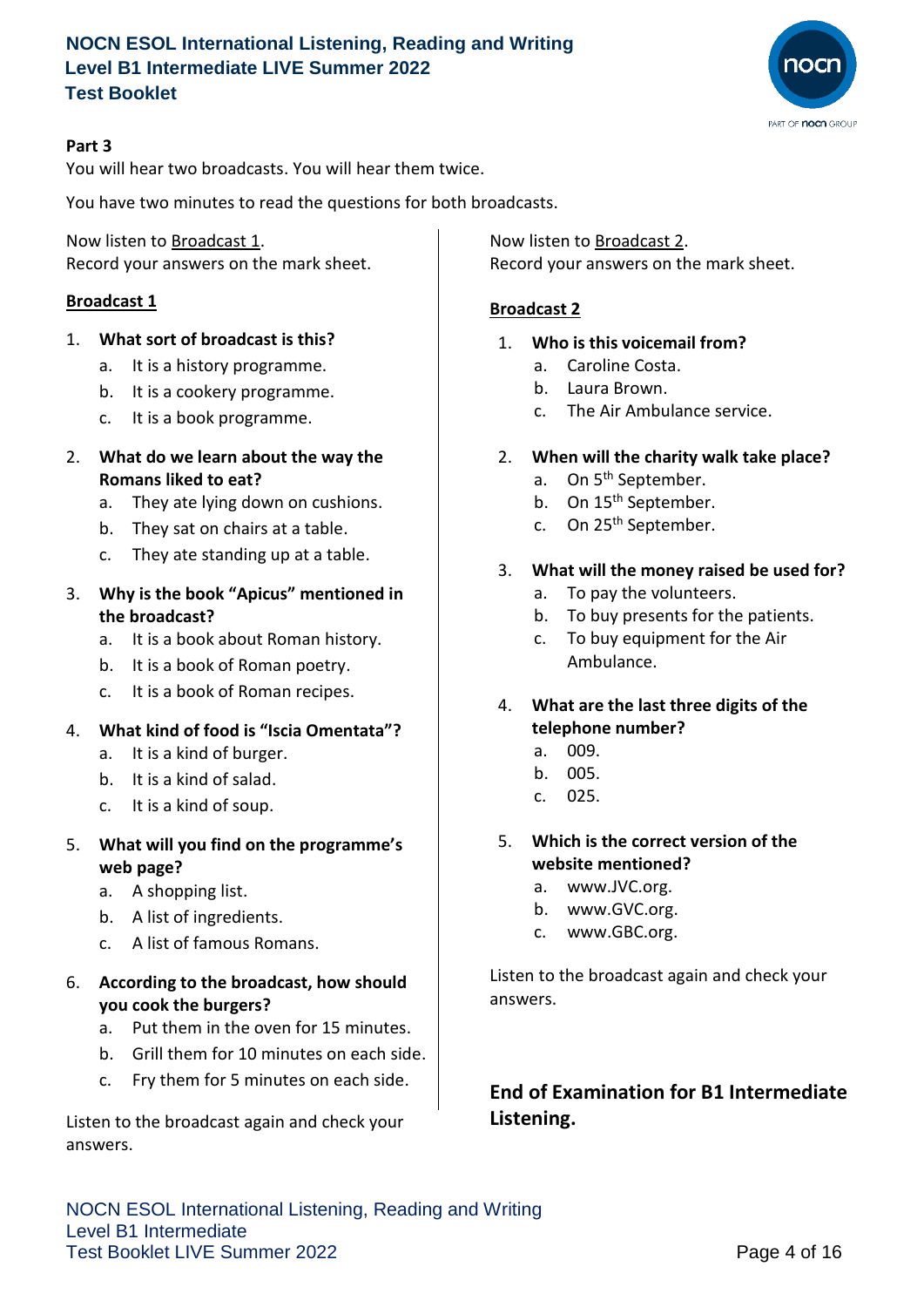**Part 3**

You will hear two broadcasts. You will hear them twice.

You have two minutes to read the questions for both broadcasts.

Now listen to Broadcast 1.
Record your answers on the mark sheet.

**Broadcast 1**

1. **What sort of broadcast is this?**
   a. It is a history programme.
   b. It is a cookery programme.
   c. It is a book programme.

2. **What do we learn about the way the Romans liked to eat?**
   a. They ate lying down on cushions.
   b. They sat on chairs at a table.
   c. They ate standing up at a table.

3. **Why is the book "Apicus" mentioned in the broadcast?**
   a. It is a book about Roman history.
   b. It is a book of Roman poetry.
   c. It is a book of Roman recipes.

4. **What kind of food is "Iscia Omentata"?**
   a. It is a kind of burger.
   b. It is a kind of salad.
   c. It is a kind of soup.

5. **What will you find on the programme's web page?**
   a. A shopping list.
   b. A list of ingredients.
   c. A list of famous Romans.

6. **According to the broadcast, how should you cook the burgers?**
   a. Put them in the oven for 15 minutes.
   b. Grill them for 10 minutes on each side.
   c. Fry them for 5 minutes on each side.

Listen to the broadcast again and check your answers.

Now listen to Broadcast 2.
Record your answers on the mark sheet.

**Broadcast 2**

1. **Who is this voicemail from?**
   a. Caroline Costa.
   b. Laura Brown.
   c. The Air Ambulance service.

2. **When will the charity walk take place?**
   a. On 5th September.
   b. On 15th September.
   c. On 25th September.

3. **What will the money raised be used for?**
   a. To pay the volunteers.
   b. To buy presents for the patients.
   c. To buy equipment for the Air Ambulance.

4. **What are the last three digits of the telephone number?**
   a. 009.
   b. 005.
   c. 025.

5. **Which is the correct version of the website mentioned?**
   a. www.JVC.org.
   b. www.GVC.org.
   c. www.GBC.org.

Listen to the broadcast again and check your answers.

## End of Examination for B1 Intermediate Listening.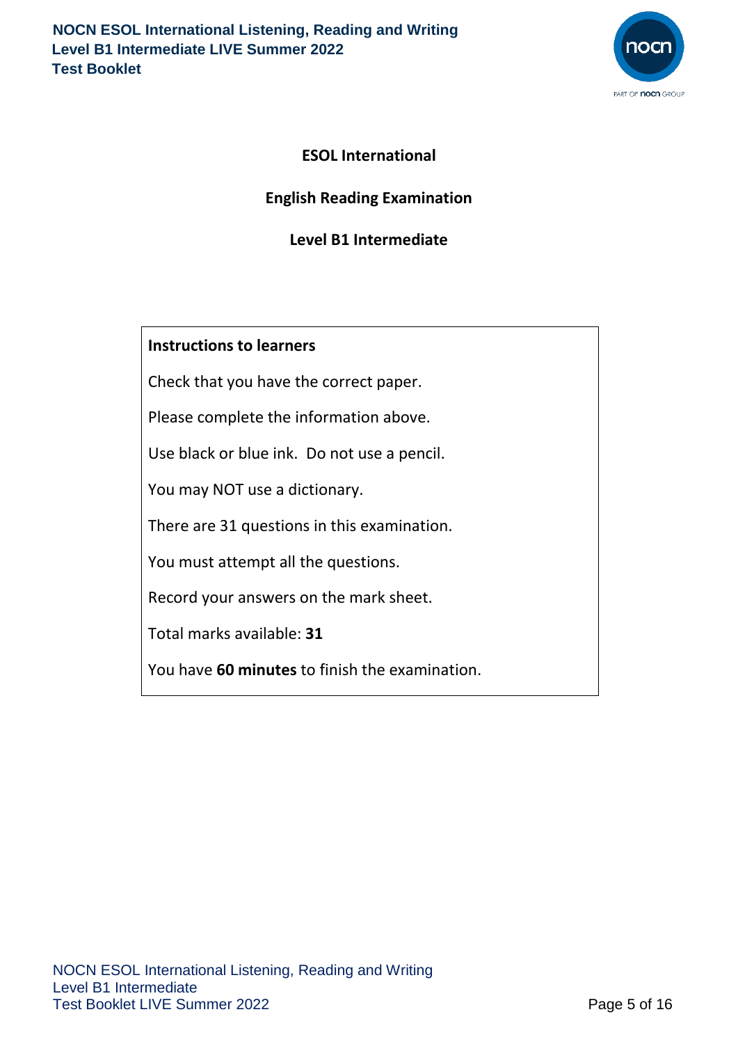# ESOL International

## English Reading Examination

## Level B1 Intermediate

**Instructions to learners**

Check that you have the correct paper.

Please complete the information above.

Use black or blue ink. Do not use a pencil.

You may NOT use a dictionary.

There are 31 questions in this examination.

You must attempt all the questions.

Record your answers on the mark sheet.

Total marks available: **31**

You have **60 minutes** to finish the examination.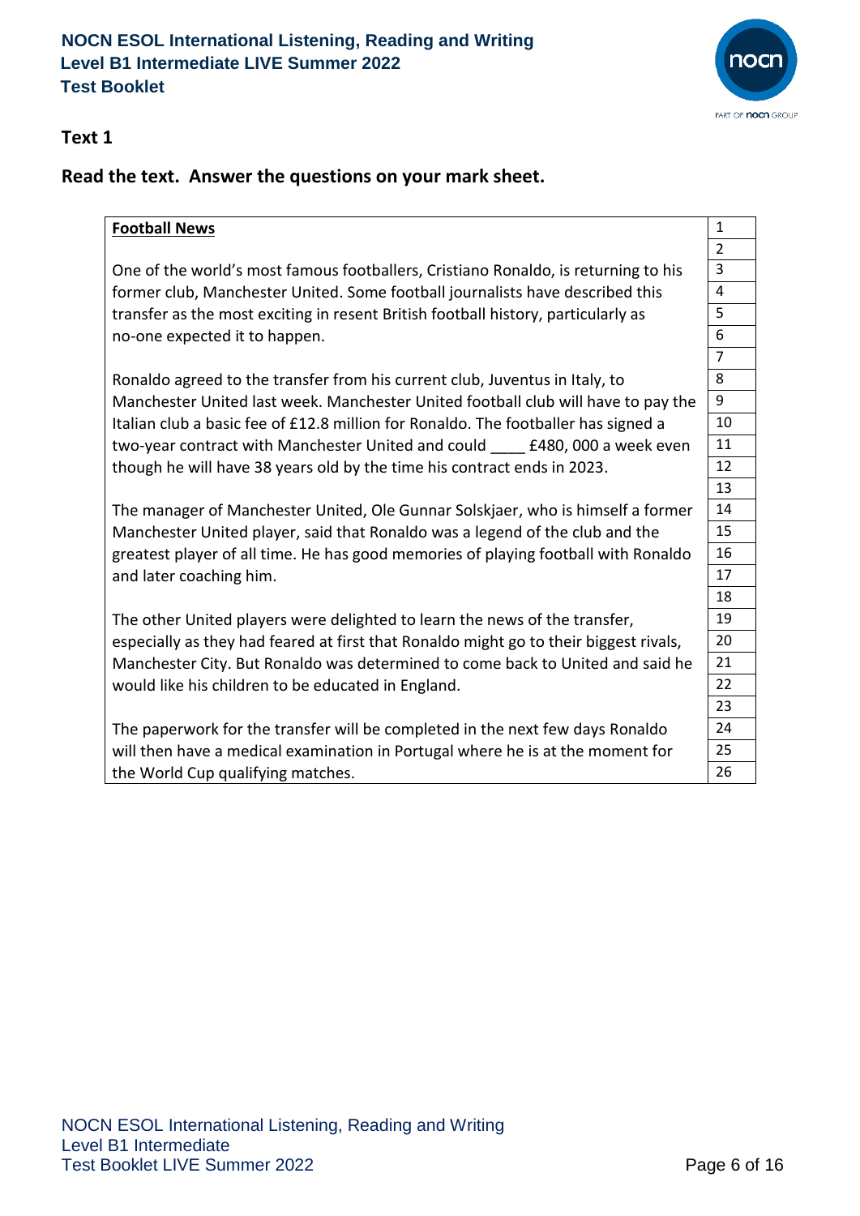## Text 1

### Read the text. Answer the questions on your mark sheet.

| **Football News** | 1 |
|---|---|
| | 2 |
| One of the world's most famous footballers, Cristiano Ronaldo, is returning to his | 3 |
| former club, Manchester United. Some football journalists have described this | 4 |
| transfer as the most exciting in resent British football history, particularly as | 5 |
| no-one expected it to happen. | 6 |
| | 7 |
| Ronaldo agreed to the transfer from his current club, Juventus in Italy, to | 8 |
| Manchester United last week. Manchester United football club will have to pay the | 9 |
| Italian club a basic fee of £12.8 million for Ronaldo. The footballer has signed a | 10 |
| two-year contract with Manchester United and could ____ £480, 000 a week even | 11 |
| though he will have 38 years old by the time his contract ends in 2023. | 12 |
| | 13 |
| The manager of Manchester United, Ole Gunnar Solskjaer, who is himself a former | 14 |
| Manchester United player, said that Ronaldo was a legend of the club and the | 15 |
| greatest player of all time. He has good memories of playing football with Ronaldo | 16 |
| and later coaching him. | 17 |
| | 18 |
| The other United players were delighted to learn the news of the transfer, | 19 |
| especially as they had feared at first that Ronaldo might go to their biggest rivals, | 20 |
| Manchester City. But Ronaldo was determined to come back to United and said he | 21 |
| would like his children to be educated in England. | 22 |
| | 23 |
| The paperwork for the transfer will be completed in the next few days Ronaldo | 24 |
| will then have a medical examination in Portugal where he is at the moment for | 25 |
| the World Cup qualifying matches. | 26 |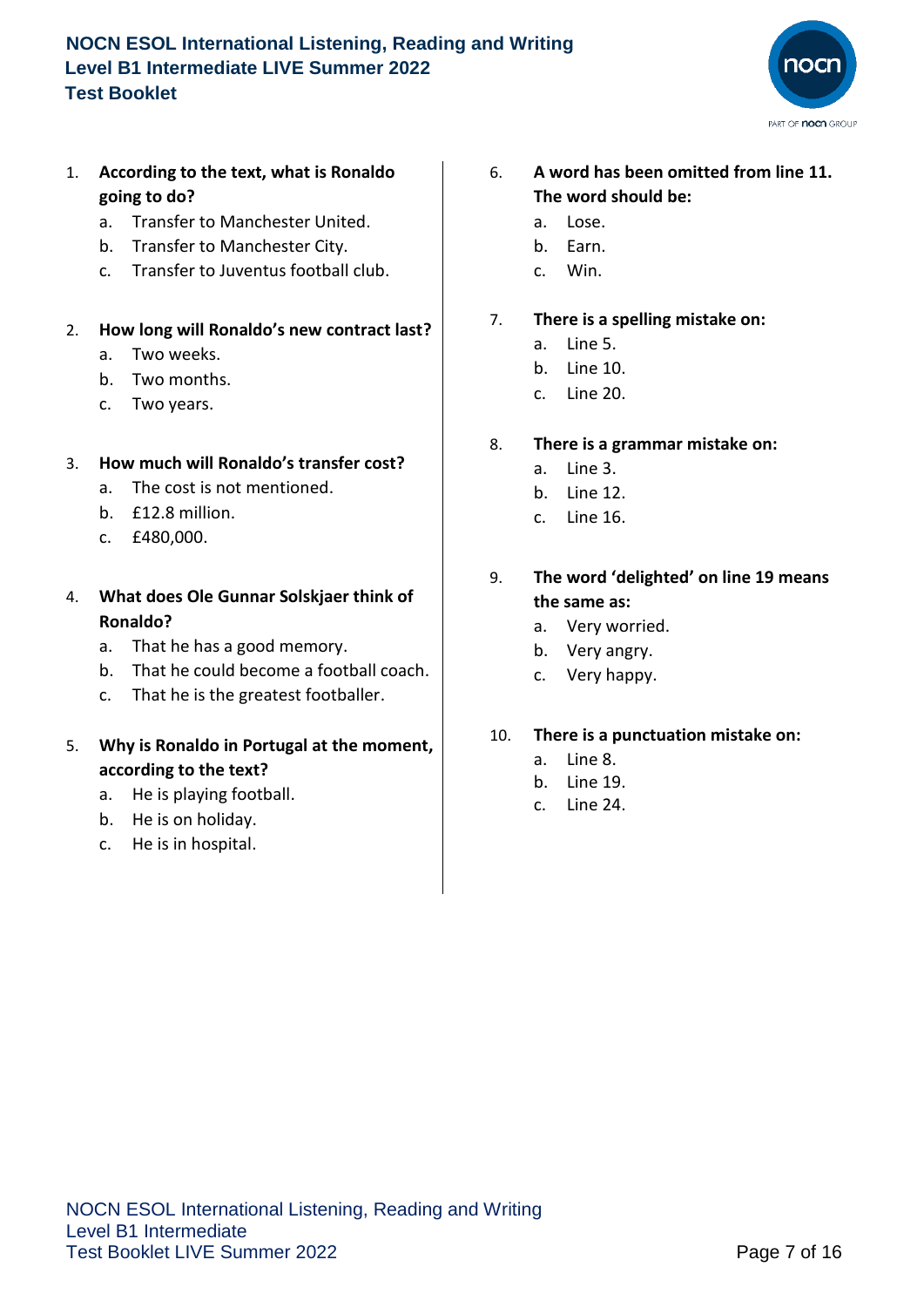1. **According to the text, what is Ronaldo going to do?**
   a. Transfer to Manchester United.
   b. Transfer to Manchester City.
   c. Transfer to Juventus football club.

2. **How long will Ronaldo's new contract last?**
   a. Two weeks.
   b. Two months.
   c. Two years.

3. **How much will Ronaldo's transfer cost?**
   a. The cost is not mentioned.
   b. £12.8 million.
   c. £480,000.

4. **What does Ole Gunnar Solskjaer think of Ronaldo?**
   a. That he has a good memory.
   b. That he could become a football coach.
   c. That he is the greatest footballer.

5. **Why is Ronaldo in Portugal at the moment, according to the text?**
   a. He is playing football.
   b. He is on holiday.
   c. He is in hospital.

6. **A word has been omitted from line 11. The word should be:**
   a. Lose.
   b. Earn.
   c. Win.

7. **There is a spelling mistake on:**
   a. Line 5.
   b. Line 10.
   c. Line 20.

8. **There is a grammar mistake on:**
   a. Line 3.
   b. Line 12.
   c. Line 16.

9. **The word 'delighted' on line 19 means the same as:**
   a. Very worried.
   b. Very angry.
   c. Very happy.

10. **There is a punctuation mistake on:**
    a. Line 8.
    b. Line 19.
    c. Line 24.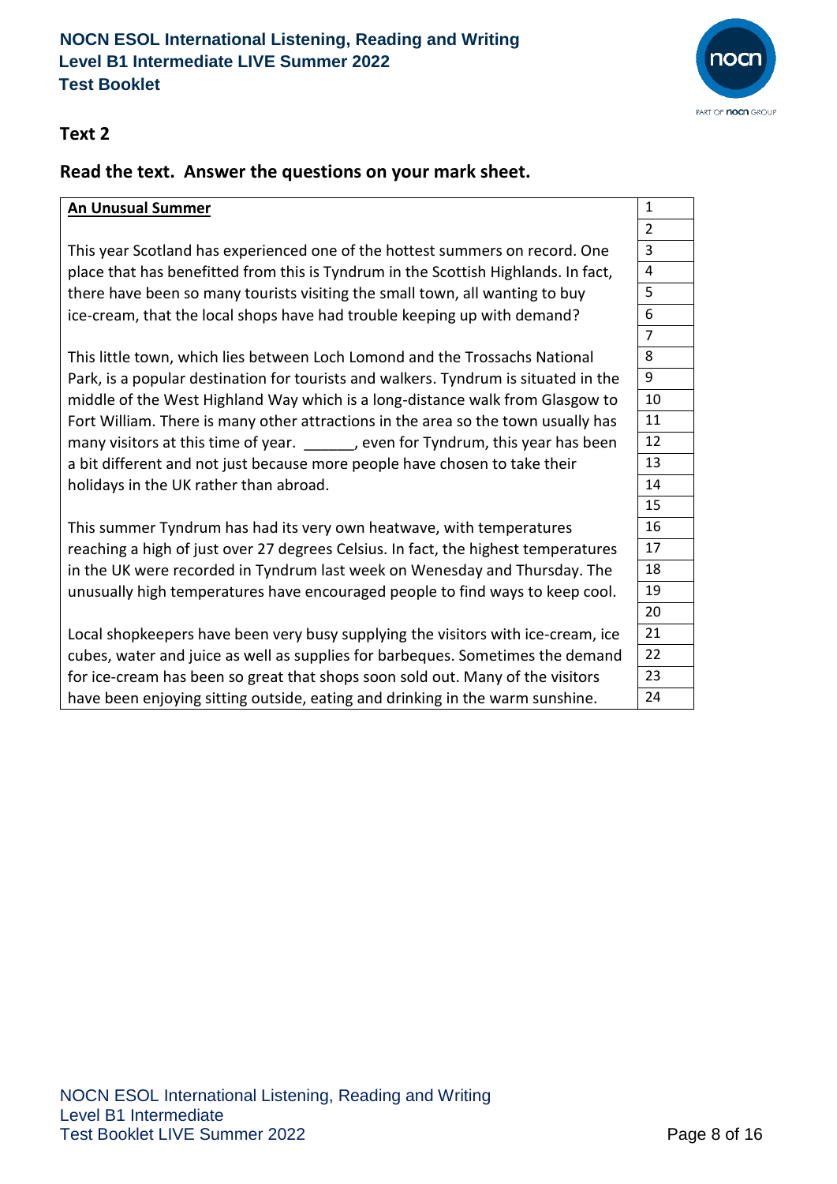## Text 2

### Read the text. Answer the questions on your mark sheet.

| Text | Line |
|---|---|
| **An Unusual Summer** | 1 |
| | 2 |
| This year Scotland has experienced one of the hottest summers on record. One | 3 |
| place that has benefitted from this is Tyndrum in the Scottish Highlands. In fact, | 4 |
| there have been so many tourists visiting the small town, all wanting to buy | 5 |
| ice-cream, that the local shops have had trouble keeping up with demand? | 6 |
| | 7 |
| This little town, which lies between Loch Lomond and the Trossachs National | 8 |
| Park, is a popular destination for tourists and walkers. Tyndrum is situated in the | 9 |
| middle of the West Highland Way which is a long-distance walk from Glasgow to | 10 |
| Fort William. There is many other attractions in the area so the town usually has | 11 |
| many visitors at this time of year. ______, even for Tyndrum, this year has been | 12 |
| a bit different and not just because more people have chosen to take their | 13 |
| holidays in the UK rather than abroad. | 14 |
| | 15 |
| This summer Tyndrum has had its very own heatwave, with temperatures | 16 |
| reaching a high of just over 27 degrees Celsius. In fact, the highest temperatures | 17 |
| in the UK were recorded in Tyndrum last week on Wenesday and Thursday. The | 18 |
| unusually high temperatures have encouraged people to find ways to keep cool. | 19 |
| | 20 |
| Local shopkeepers have been very busy supplying the visitors with ice-cream, ice | 21 |
| cubes, water and juice as well as supplies for barbeques. Sometimes the demand | 22 |
| for ice-cream has been so great that shops soon sold out. Many of the visitors | 23 |
| have been enjoying sitting outside, eating and drinking in the warm sunshine. | 24 |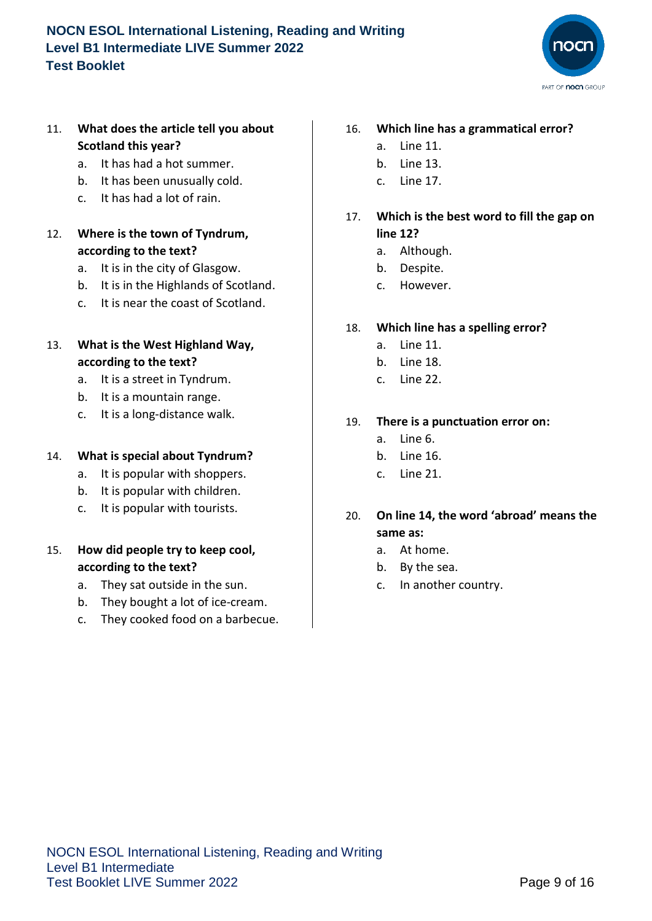11. **What does the article tell you about Scotland this year?**
    a. It has had a hot summer.
    b. It has been unusually cold.
    c. It has had a lot of rain.

12. **Where is the town of Tyndrum, according to the text?**
    a. It is in the city of Glasgow.
    b. It is in the Highlands of Scotland.
    c. It is near the coast of Scotland.

13. **What is the West Highland Way, according to the text?**
    a. It is a street in Tyndrum.
    b. It is a mountain range.
    c. It is a long-distance walk.

14. **What is special about Tyndrum?**
    a. It is popular with shoppers.
    b. It is popular with children.
    c. It is popular with tourists.

15. **How did people try to keep cool, according to the text?**
    a. They sat outside in the sun.
    b. They bought a lot of ice-cream.
    c. They cooked food on a barbecue.

16. **Which line has a grammatical error?**
    a. Line 11.
    b. Line 13.
    c. Line 17.

17. **Which is the best word to fill the gap on line 12?**
    a. Although.
    b. Despite.
    c. However.

18. **Which line has a spelling error?**
    a. Line 11.
    b. Line 18.
    c. Line 22.

19. **There is a punctuation error on:**
    a. Line 6.
    b. Line 16.
    c. Line 21.

20. **On line 14, the word 'abroad' means the same as:**
    a. At home.
    b. By the sea.
    c. In another country.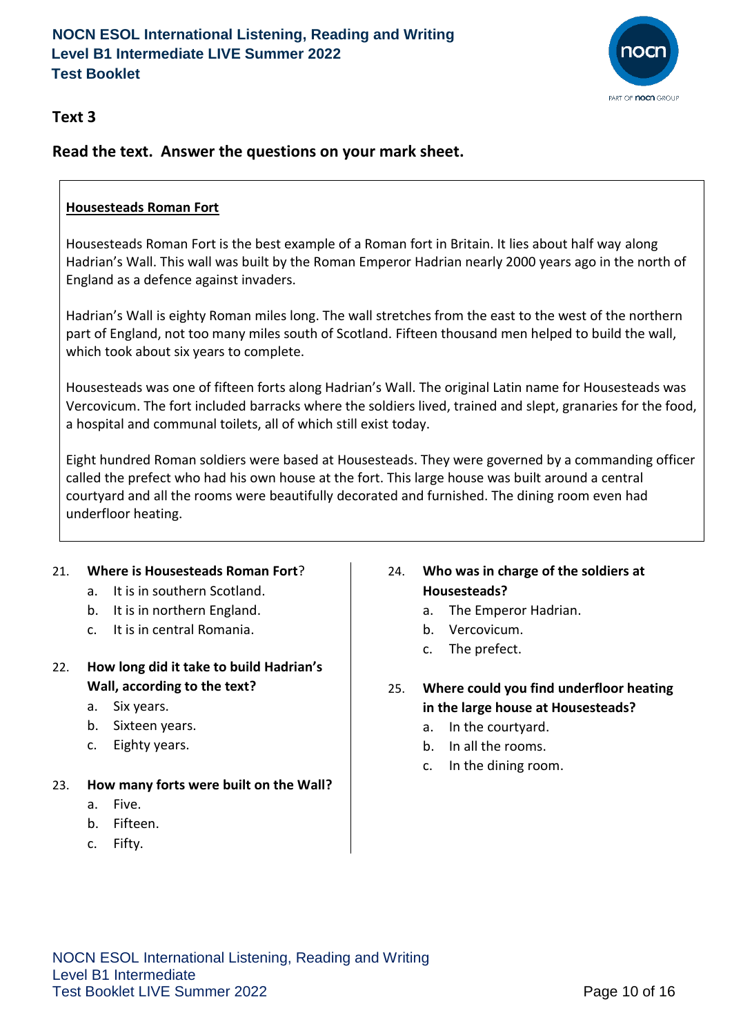## Text 3

**Read the text. Answer the questions on your mark sheet.**

**Housesteads Roman Fort**

Housesteads Roman Fort is the best example of a Roman fort in Britain. It lies about half way along Hadrian's Wall. This wall was built by the Roman Emperor Hadrian nearly 2000 years ago in the north of England as a defence against invaders.

Hadrian's Wall is eighty Roman miles long. The wall stretches from the east to the west of the northern part of England, not too many miles south of Scotland. Fifteen thousand men helped to build the wall, which took about six years to complete.

Housesteads was one of fifteen forts along Hadrian's Wall. The original Latin name for Housesteads was Vercovicum. The fort included barracks where the soldiers lived, trained and slept, granaries for the food, a hospital and communal toilets, all of which still exist today.

Eight hundred Roman soldiers were based at Housesteads. They were governed by a commanding officer called the prefect who had his own house at the fort. This large house was built around a central courtyard and all the rooms were beautifully decorated and furnished. The dining room even had underfloor heating.

21. **Where is Housesteads Roman Fort**?
    a. It is in southern Scotland.
    b. It is in northern England.
    c. It is in central Romania.

22. **How long did it take to build Hadrian's Wall, according to the text?**
    a. Six years.
    b. Sixteen years.
    c. Eighty years.

23. **How many forts were built on the Wall?**
    a. Five.
    b. Fifteen.
    c. Fifty.

24. **Who was in charge of the soldiers at Housesteads?**
    a. The Emperor Hadrian.
    b. Vercovicum.
    c. The prefect.

25. **Where could you find underfloor heating in the large house at Housesteads?**
    a. In the courtyard.
    b. In all the rooms.
    c. In the dining room.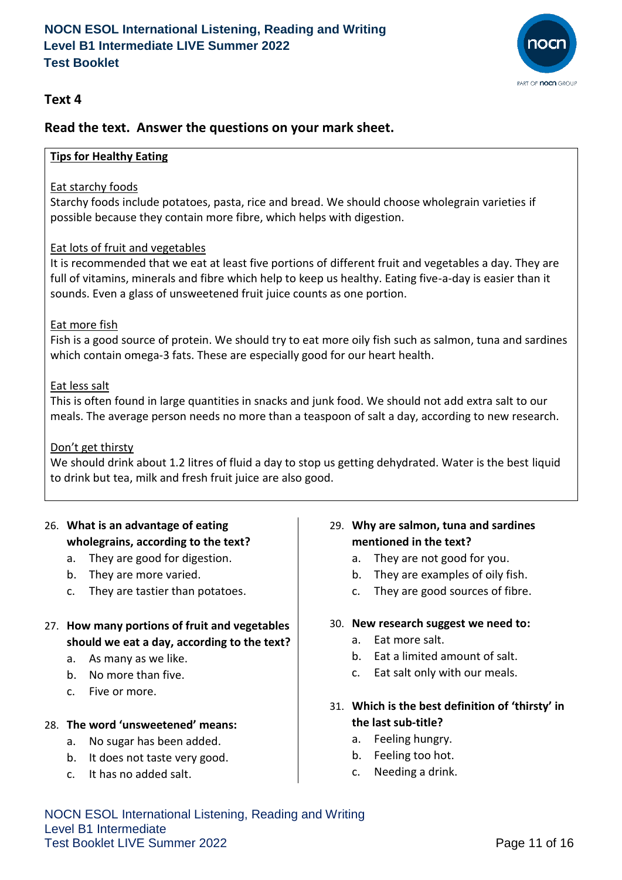## Text 4

### Read the text. Answer the questions on your mark sheet.

**Tips for Healthy Eating**

Eat starchy foods

Starchy foods include potatoes, pasta, rice and bread. We should choose wholegrain varieties if possible because they contain more fibre, which helps with digestion.

Eat lots of fruit and vegetables

It is recommended that we eat at least five portions of different fruit and vegetables a day. They are full of vitamins, minerals and fibre which help to keep us healthy. Eating five-a-day is easier than it sounds. Even a glass of unsweetened fruit juice counts as one portion.

Eat more fish

Fish is a good source of protein. We should try to eat more oily fish such as salmon, tuna and sardines which contain omega-3 fats. These are especially good for our heart health.

Eat less salt

This is often found in large quantities in snacks and junk food. We should not add extra salt to our meals. The average person needs no more than a teaspoon of salt a day, according to new research.

Don't get thirsty

We should drink about 1.2 litres of fluid a day to stop us getting dehydrated. Water is the best liquid to drink but tea, milk and fresh fruit juice are also good.

26. **What is an advantage of eating wholegrains, according to the text?**
    a. They are good for digestion.
    b. They are more varied.
    c. They are tastier than potatoes.

27. **How many portions of fruit and vegetables should we eat a day, according to the text?**
    a. As many as we like.
    b. No more than five.
    c. Five or more.

28. **The word 'unsweetened' means:**
    a. No sugar has been added.
    b. It does not taste very good.
    c. It has no added salt.

29. **Why are salmon, tuna and sardines mentioned in the text?**
    a. They are not good for you.
    b. They are examples of oily fish.
    c. They are good sources of fibre.

30. **New research suggest we need to:**
    a. Eat more salt.
    b. Eat a limited amount of salt.
    c. Eat salt only with our meals.

31. **Which is the best definition of 'thirsty' in the last sub-title?**
    a. Feeling hungry.
    b. Feeling too hot.
    c. Needing a drink.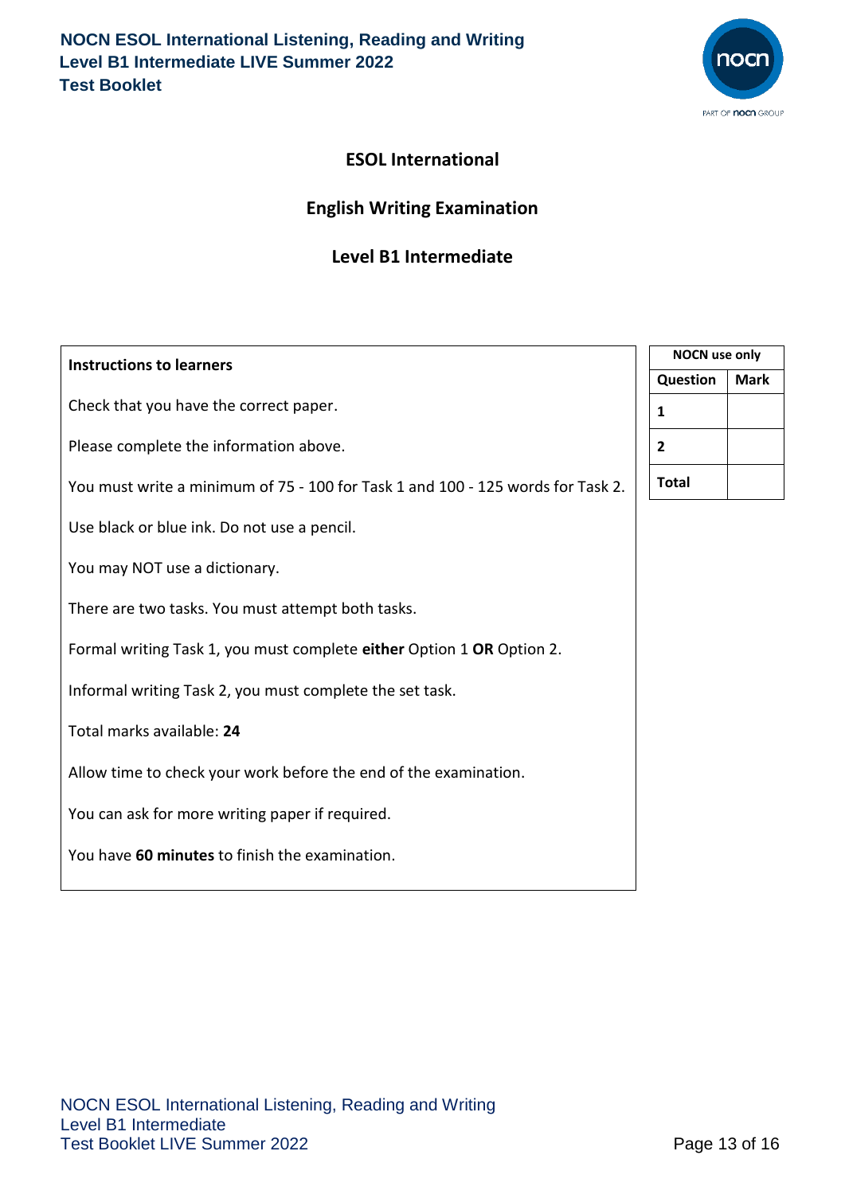# ESOL International

## English Writing Examination

## Level B1 Intermediate

**Instructions to learners**

Check that you have the correct paper.

Please complete the information above.

You must write a minimum of 75 - 100 for Task 1 and 100 - 125 words for Task 2.

Use black or blue ink. Do not use a pencil.

You may NOT use a dictionary.

There are two tasks. You must attempt both tasks.

Formal writing Task 1, you must complete **either** Option 1 **OR** Option 2.

Informal writing Task 2, you must complete the set task.

Total marks available: **24**

Allow time to check your work before the end of the examination.

You can ask for more writing paper if required.

You have **60 minutes** to finish the examination.

| NOCN use only | |
|---|---|
| **Question** | **Mark** |
| **1** | |
| **2** | |
| **Total** | |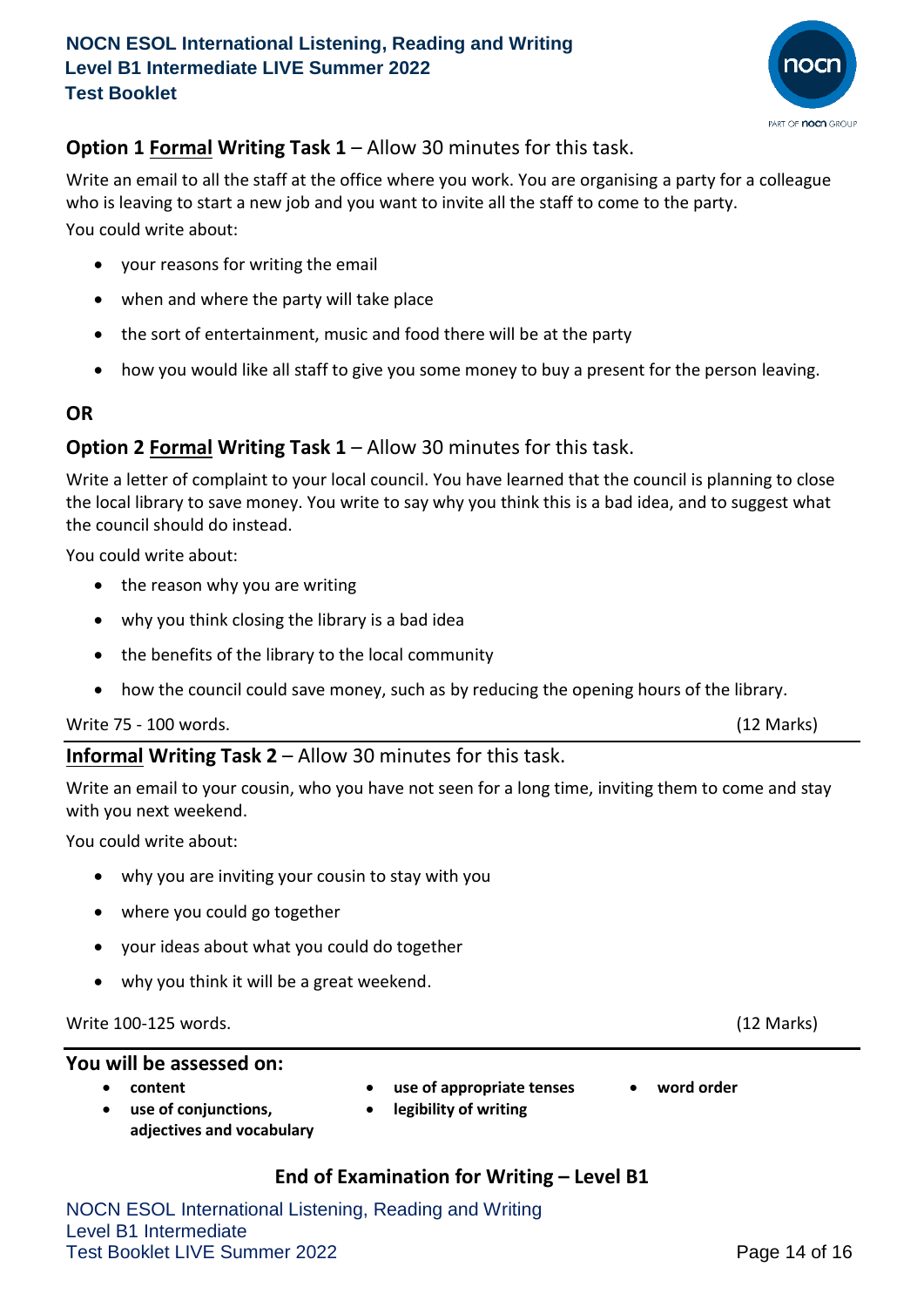### Option 1 <u>Formal</u> Writing Task 1 – Allow 30 minutes for this task.

Write an email to all the staff at the office where you work. You are organising a party for a colleague who is leaving to start a new job and you want to invite all the staff to come to the party.

You could write about:

- your reasons for writing the email
- when and where the party will take place
- the sort of entertainment, music and food there will be at the party
- how you would like all staff to give you some money to buy a present for the person leaving.

**OR**

### Option 2 <u>Formal</u> Writing Task 1 – Allow 30 minutes for this task.

Write a letter of complaint to your local council. You have learned that the council is planning to close the local library to save money. You write to say why you think this is a bad idea, and to suggest what the council should do instead.

You could write about:

- the reason why you are writing
- why you think closing the library is a bad idea
- the benefits of the library to the local community
- how the council could save money, such as by reducing the opening hours of the library.

Write 75 - 100 words. (12 Marks)

---

### <u>Informal</u> Writing Task 2 – Allow 30 minutes for this task.

Write an email to your cousin, who you have not seen for a long time, inviting them to come and stay with you next weekend.

You could write about:

- why you are inviting your cousin to stay with you
- where you could go together
- your ideas about what you could do together
- why you think it will be a great weekend.

Write 100-125 words. (12 Marks)

---

**You will be assessed on:**

- **content**
- **use of conjunctions, adjectives and vocabulary**
- **use of appropriate tenses**
- **legibility of writing**
- **word order**

**End of Examination for Writing – Level B1**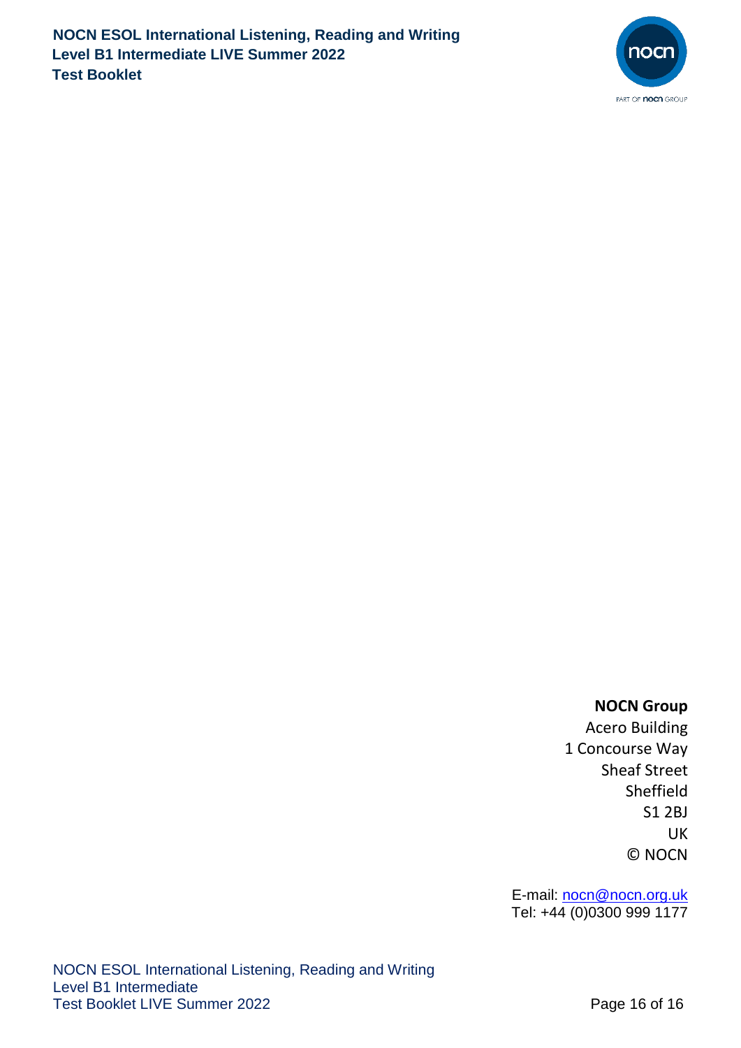**NOCN Group**
Acero Building
1 Concourse Way
Sheaf Street
Sheffield
S1 2BJ
UK
© NOCN

E-mail: nocn@nocn.org.uk
Tel: +44 (0)0300 999 1177